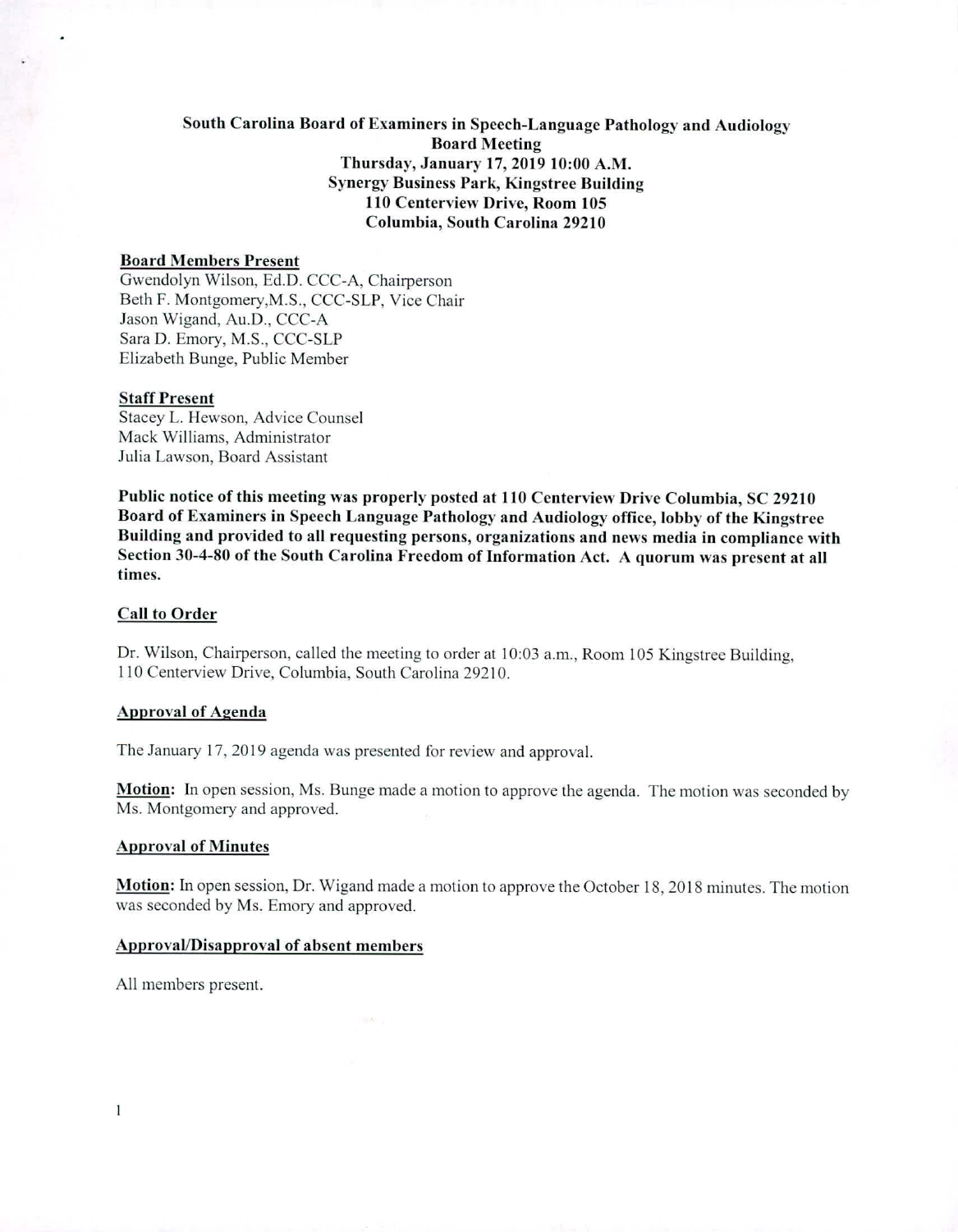**South Carolina Board of Examiners in Speech-Language Pathology and Audiology**
**Board Meeting**
**Thursday, January 17, 2019 10:00 A.M.**
**Synergy Business Park, Kingstree Building**
**110 Centerview Drive, Room 105**
**Columbia, South Carolina 29210**

**Board Members Present**

Gwendolyn Wilson, Ed.D. CCC-A, Chairperson
Beth F. Montgomery,M.S., CCC-SLP, Vice Chair
Jason Wigand, Au.D., CCC-A
Sara D. Emory, M.S., CCC-SLP
Elizabeth Bunge, Public Member

**Staff Present**

Stacey L. Hewson, Advice Counsel
Mack Williams, Administrator
Julia Lawson, Board Assistant

**Public notice of this meeting was properly posted at 110 Centerview Drive Columbia, SC 29210 Board of Examiners in Speech Language Pathology and Audiology office, lobby of the Kingstree Building and provided to all requesting persons, organizations and news media in compliance with Section 30-4-80 of the South Carolina Freedom of Information Act. A quorum was present at all times.**

**Call to Order**

Dr. Wilson, Chairperson, called the meeting to order at 10:03 a.m., Room 105 Kingstree Building, 110 Centerview Drive, Columbia, South Carolina 29210.

**Approval of Agenda**

The January 17, 2019 agenda was presented for review and approval.

**Motion:** In open session, Ms. Bunge made a motion to approve the agenda. The motion was seconded by Ms. Montgomery and approved.

**Approval of Minutes**

**Motion:** In open session, Dr. Wigand made a motion to approve the October 18, 2018 minutes. The motion was seconded by Ms. Emory and approved.

**Approval/Disapproval of absent members**

All members present.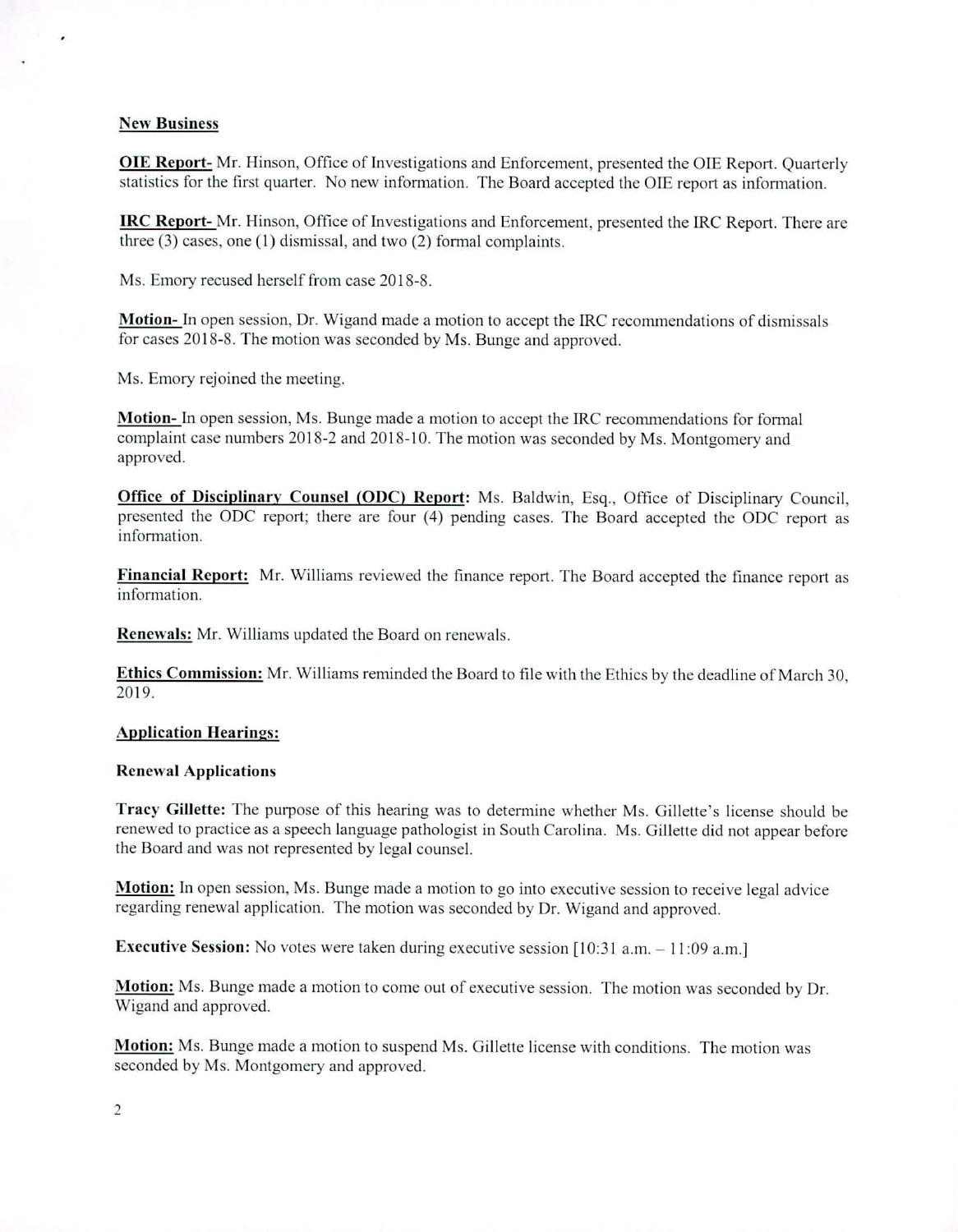## New Business

**OIE Report-** Mr. Hinson, Office of Investigations and Enforcement, presented the OIE Report. Quarterly statistics for the first quarter. No new information. The Board accepted the OIE report as information.

**IRC Report-** Mr. Hinson, Office of Investigations and Enforcement, presented the IRC Report. There are three (3) cases, one (1) dismissal, and two (2) formal complaints.

Ms. Emory recused herself from case 2018-8.

**Motion-** In open session, Dr. Wigand made a motion to accept the IRC recommendations of dismissals for cases 2018-8. The motion was seconded by Ms. Bunge and approved.

Ms. Emory rejoined the meeting.

**Motion-** In open session, Ms. Bunge made a motion to accept the IRC recommendations for formal complaint case numbers 2018-2 and 2018-10. The motion was seconded by Ms. Montgomery and approved.

**Office of Disciplinary Counsel (ODC) Report:** Ms. Baldwin, Esq., Office of Disciplinary Council, presented the ODC report; there are four (4) pending cases. The Board accepted the ODC report as information.

**Financial Report:** Mr. Williams reviewed the finance report. The Board accepted the finance report as information.

**Renewals:** Mr. Williams updated the Board on renewals.

**Ethics Commission:** Mr. Williams reminded the Board to file with the Ethics by the deadline of March 30, 2019.

## Application Hearings:

### Renewal Applications

**Tracy Gillette:** The purpose of this hearing was to determine whether Ms. Gillette's license should be renewed to practice as a speech language pathologist in South Carolina. Ms. Gillette did not appear before the Board and was not represented by legal counsel.

**Motion:** In open session, Ms. Bunge made a motion to go into executive session to receive legal advice regarding renewal application. The motion was seconded by Dr. Wigand and approved.

**Executive Session:** No votes were taken during executive session [10:31 a.m. – 11:09 a.m.]

**Motion:** Ms. Bunge made a motion to come out of executive session. The motion was seconded by Dr. Wigand and approved.

**Motion:** Ms. Bunge made a motion to suspend Ms. Gillette license with conditions. The motion was seconded by Ms. Montgomery and approved.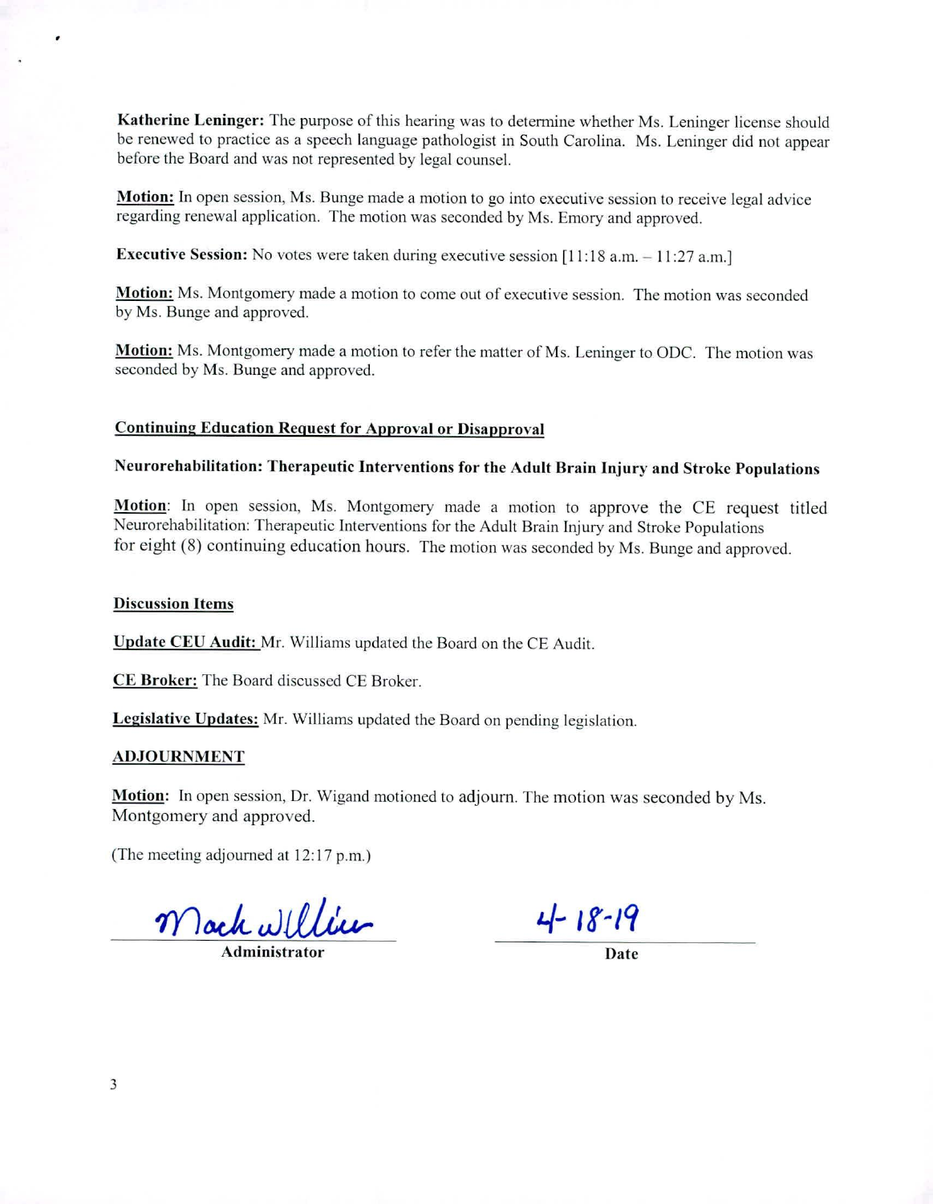**Katherine Leninger:** The purpose of this hearing was to determine whether Ms. Leninger license should be renewed to practice as a speech language pathologist in South Carolina. Ms. Leninger did not appear before the Board and was not represented by legal counsel.

**Motion:** In open session, Ms. Bunge made a motion to go into executive session to receive legal advice regarding renewal application. The motion was seconded by Ms. Emory and approved.

**Executive Session:** No votes were taken during executive session [11:18 a.m. – 11:27 a.m.]

**Motion:** Ms. Montgomery made a motion to come out of executive session. The motion was seconded by Ms. Bunge and approved.

**Motion:** Ms. Montgomery made a motion to refer the matter of Ms. Leninger to ODC. The motion was seconded by Ms. Bunge and approved.

## Continuing Education Request for Approval or Disapproval

### Neurorehabilitation: Therapeutic Interventions for the Adult Brain Injury and Stroke Populations

**Motion**: In open session, Ms. Montgomery made a motion to approve the CE request titled Neurorehabilitation: Therapeutic Interventions for the Adult Brain Injury and Stroke Populations for eight (8) continuing education hours. The motion was seconded by Ms. Bunge and approved.

## Discussion Items

**Update CEU Audit:** Mr. Williams updated the Board on the CE Audit.

**CE Broker:** The Board discussed CE Broker.

**Legislative Updates:** Mr. Williams updated the Board on pending legislation.

## ADJOURNMENT

**Motion**: In open session, Dr. Wigand motioned to adjourn. The motion was seconded by Ms. Montgomery and approved.

(The meeting adjourned at 12:17 p.m.)

Mark Williams
Administrator

4-18-19
Date